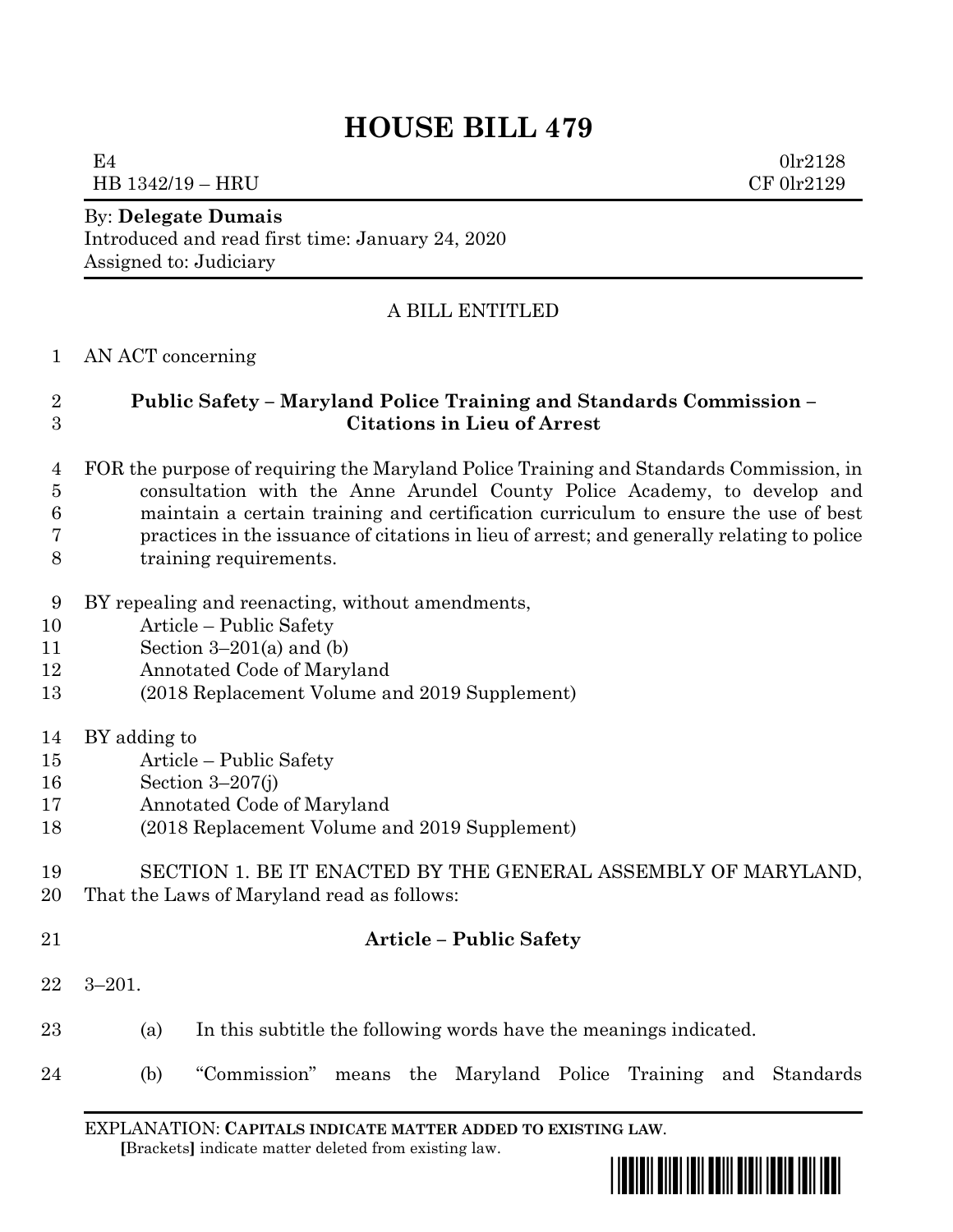# HOUSE BILL 479

E4 0lr2128
HB 1342/19 – HRU CF 0lr2129

By: **Delegate Dumais**
Introduced and read first time: January 24, 2020
Assigned to: Judiciary

A BILL ENTITLED

1 AN ACT concerning

2 **Public Safety – Maryland Police Training and Standards Commission –**
3 **Citations in Lieu of Arrest**

4 FOR the purpose of requiring the Maryland Police Training and Standards Commission, in
5 consultation with the Anne Arundel County Police Academy, to develop and
6 maintain a certain training and certification curriculum to ensure the use of best
7 practices in the issuance of citations in lieu of arrest; and generally relating to police
8 training requirements.

9 BY repealing and reenacting, without amendments,
10 Article – Public Safety
11 Section 3–201(a) and (b)
12 Annotated Code of Maryland
13 (2018 Replacement Volume and 2019 Supplement)

14 BY adding to
15 Article – Public Safety
16 Section 3–207(j)
17 Annotated Code of Maryland
18 (2018 Replacement Volume and 2019 Supplement)

19 SECTION 1. BE IT ENACTED BY THE GENERAL ASSEMBLY OF MARYLAND,
20 That the Laws of Maryland read as follows:

21 **Article – Public Safety**

22 3–201.

23 (a) In this subtitle the following words have the meanings indicated.

24 (b) "Commission" means the Maryland Police Training and Standards

EXPLANATION: **CAPITALS INDICATE MATTER ADDED TO EXISTING LAW**.
**[**Brackets**]** indicate matter deleted from existing law.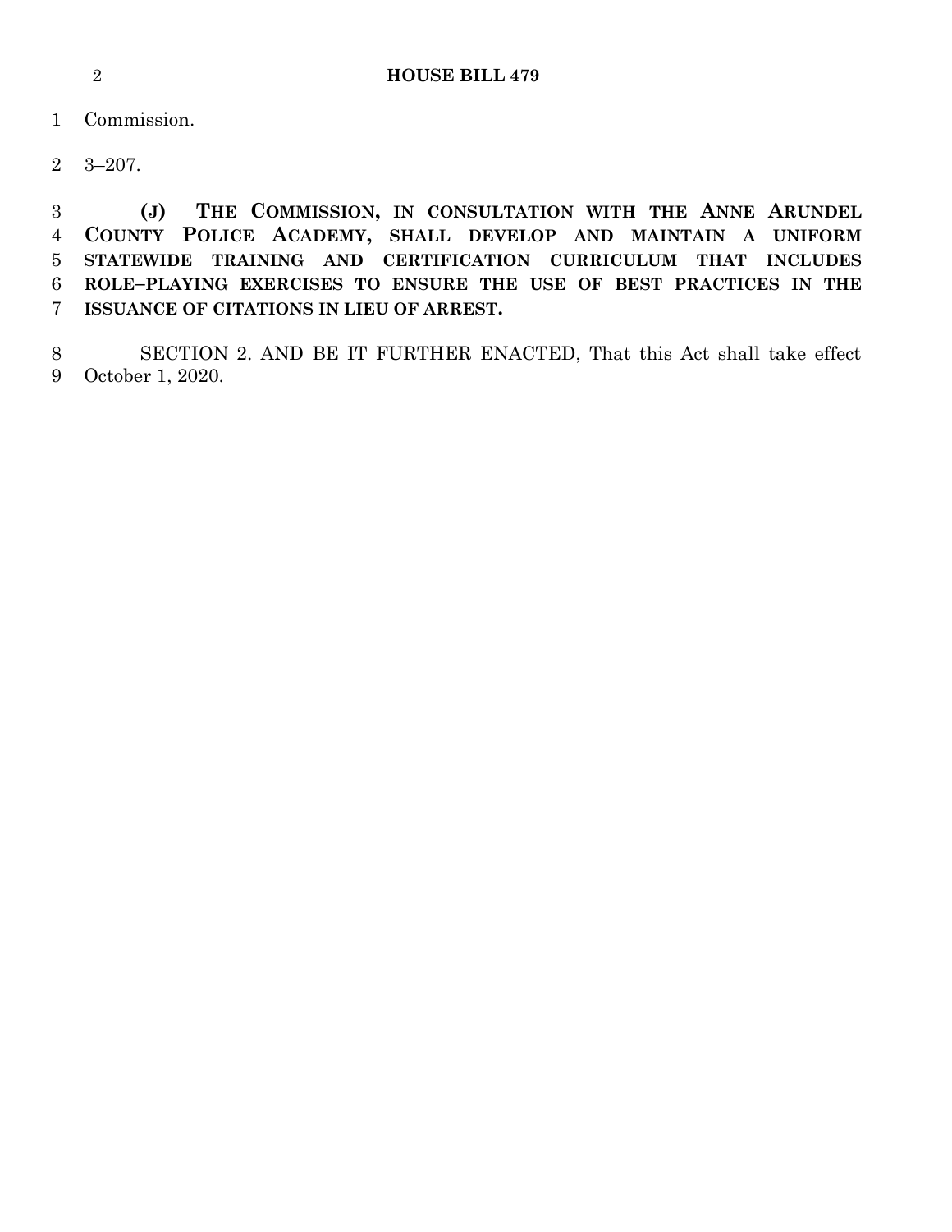Commission.

3–207.

**(J) THE COMMISSION, IN CONSULTATION WITH THE ANNE ARUNDEL COUNTY POLICE ACADEMY, SHALL DEVELOP AND MAINTAIN A UNIFORM STATEWIDE TRAINING AND CERTIFICATION CURRICULUM THAT INCLUDES ROLE–PLAYING EXERCISES TO ENSURE THE USE OF BEST PRACTICES IN THE ISSUANCE OF CITATIONS IN LIEU OF ARREST.**

SECTION 2. AND BE IT FURTHER ENACTED, That this Act shall take effect October 1, 2020.